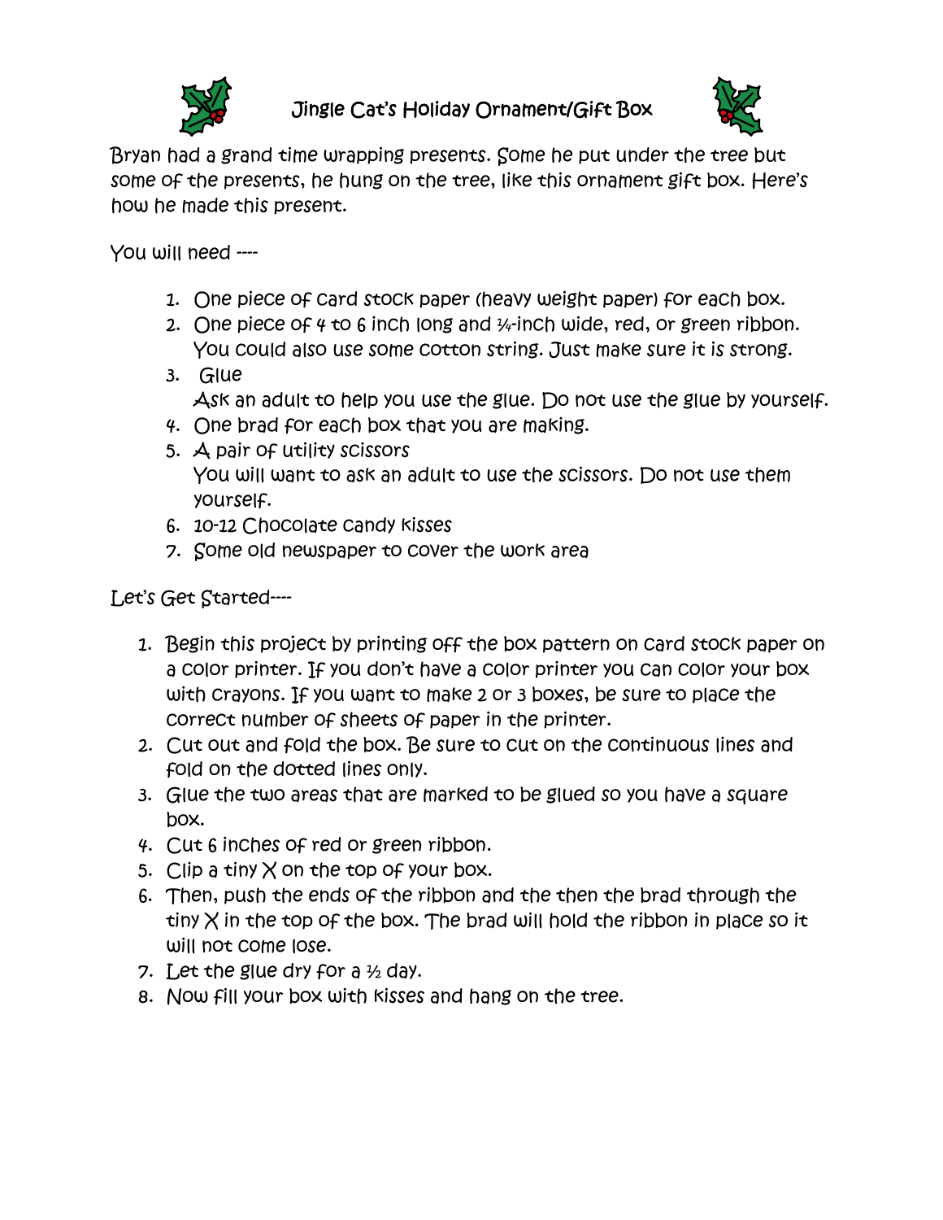# Jingle Cat's Holiday Ornament/Gift Box

Bryan had a grand time wrapping presents. Some he put under the tree but some of the presents, he hung on the tree, like this ornament gift box. Here's how he made this present.

You will need ----

1. One piece of card stock paper (heavy weight paper) for each box.
2. One piece of 4 to 6 inch long and ¼-inch wide, red, or green ribbon. You could also use some cotton string. Just make sure it is strong.
3. Glue
   Ask an adult to help you use the glue. Do not use the glue by yourself.
4. One brad for each box that you are making.
5. A pair of utility scissors
   You will want to ask an adult to use the scissors. Do not use them yourself.
6. 10-12 Chocolate candy kisses
7. Some old newspaper to cover the work area

Let's Get Started----

1. Begin this project by printing off the box pattern on card stock paper on a color printer. If you don't have a color printer you can color your box with crayons. If you want to make 2 or 3 boxes, be sure to place the correct number of sheets of paper in the printer.
2. Cut out and fold the box. Be sure to cut on the continuous lines and fold on the dotted lines only.
3. Glue the two areas that are marked to be glued so you have a square box.
4. Cut 6 inches of red or green ribbon.
5. Clip a tiny X on the top of your box.
6. Then, push the ends of the ribbon and the then the brad through the tiny X in the top of the box. The brad will hold the ribbon in place so it will not come lose.
7. Let the glue dry for a ½ day.
8. Now fill your box with kisses and hang on the tree.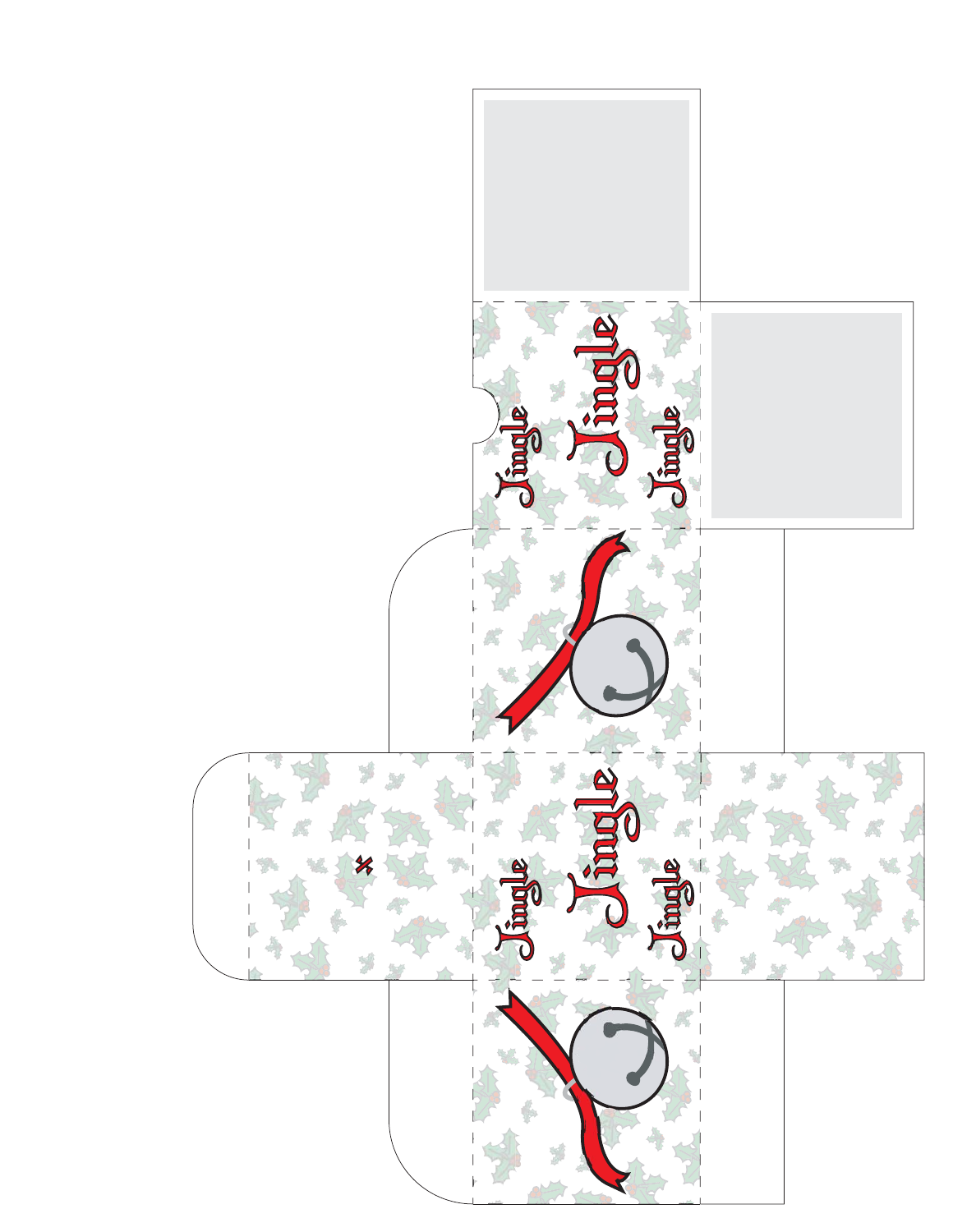Jingle
Jingle
Jingle

Jingle
Jingle
Jingle

x